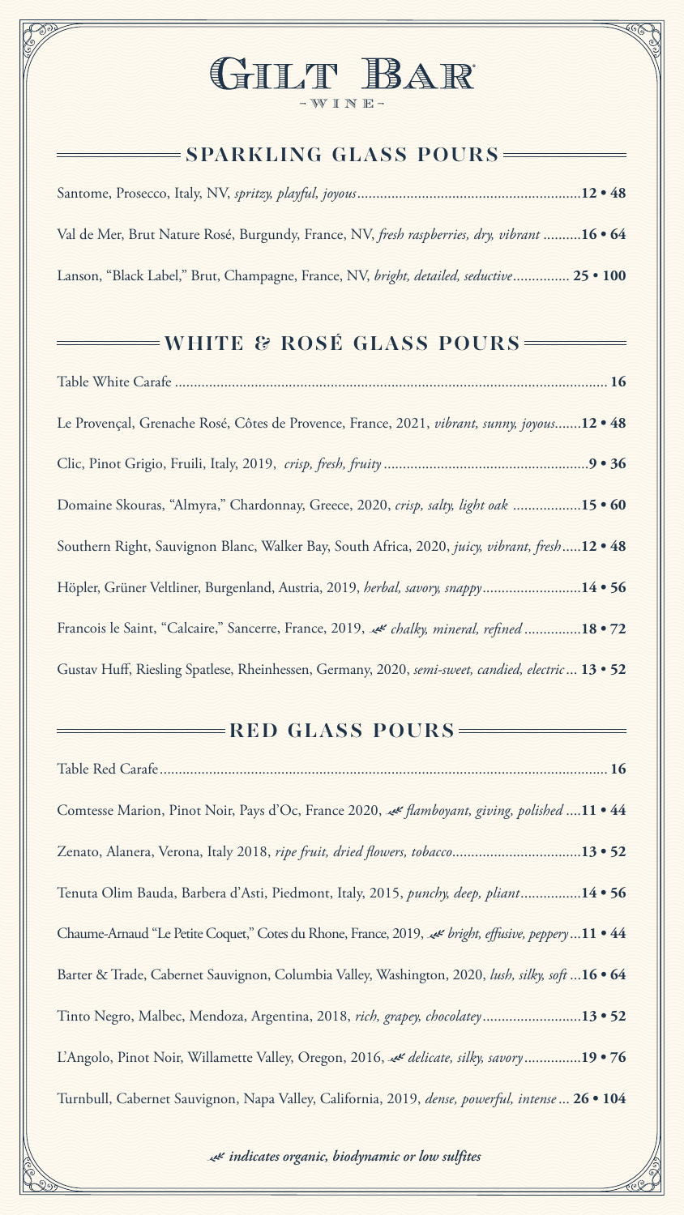# GILT BAR

-WINE-

## SPARKLING GLASS POURS

Santome, Prosecco, Italy, NV, *spritzy, playful, joyous*..........**12 • 48**

Val de Mer, Brut Nature Rosé, Burgundy, France, NV, *fresh raspberries, dry, vibrant* ..........**16 • 64**

Lanson, "Black Label," Brut, Champagne, France, NV, *bright, detailed, seductive*.......... **25 • 100**

## WHITE & ROSÉ GLASS POURS

Table White Carafe .......... **16**

Le Provençal, Grenache Rosé, Côtes de Provence, France, 2021, *vibrant, sunny, joyous*..........**12 • 48**

Clic, Pinot Grigio, Fruili, Italy, 2019, *crisp, fresh, fruity* ..........**9 • 36**

Domaine Skouras, "Almyra," Chardonnay, Greece, 2020, *crisp, salty, light oak* ..........**15 • 60**

Southern Right, Sauvignon Blanc, Walker Bay, South Africa, 2020, *juicy, vibrant, fresh*..........**12 • 48**

Höpler, Grüner Veltliner, Burgenland, Austria, 2019, *herbal, savory, snappy*..........**14 • 56**

Francois le Saint, "Calcaire," Sancerre, France, 2019, ❦ *chalky, mineral, refined* ..........**18 • 72**

Gustav Huff, Riesling Spatlese, Rheinhessen, Germany, 2020, *semi-sweet, candied, electric* ... **13 • 52**

## RED GLASS POURS

Table Red Carafe.......... **16**

Comtesse Marion, Pinot Noir, Pays d'Oc, France 2020, ❦ *flamboyant, giving, polished* ....**11 • 44**

Zenato, Alanera, Verona, Italy 2018, *ripe fruit, dried flowers, tobacco*..........**13 • 52**

Tenuta Olim Bauda, Barbera d'Asti, Piedmont, Italy, 2015, *punchy, deep, pliant*..........**14 • 56**

Chaume-Arnaud "Le Petite Coquet," Cotes du Rhone, France, 2019, ❦ *bright, effusive, peppery*...**11 • 44**

Barter & Trade, Cabernet Sauvignon, Columbia Valley, Washington, 2020, *lush, silky, soft* ...**16 • 64**

Tinto Negro, Malbec, Mendoza, Argentina, 2018, *rich, grapey, chocolatey*..........**13 • 52**

L'Angolo, Pinot Noir, Willamette Valley, Oregon, 2016, ❦ *delicate, silky, savory*..........**19 • 76**

Turnbull, Cabernet Sauvignon, Napa Valley, California, 2019, *dense, powerful, intense* ... **26 • 104**

❦ ***indicates organic, biodynamic or low sulfites***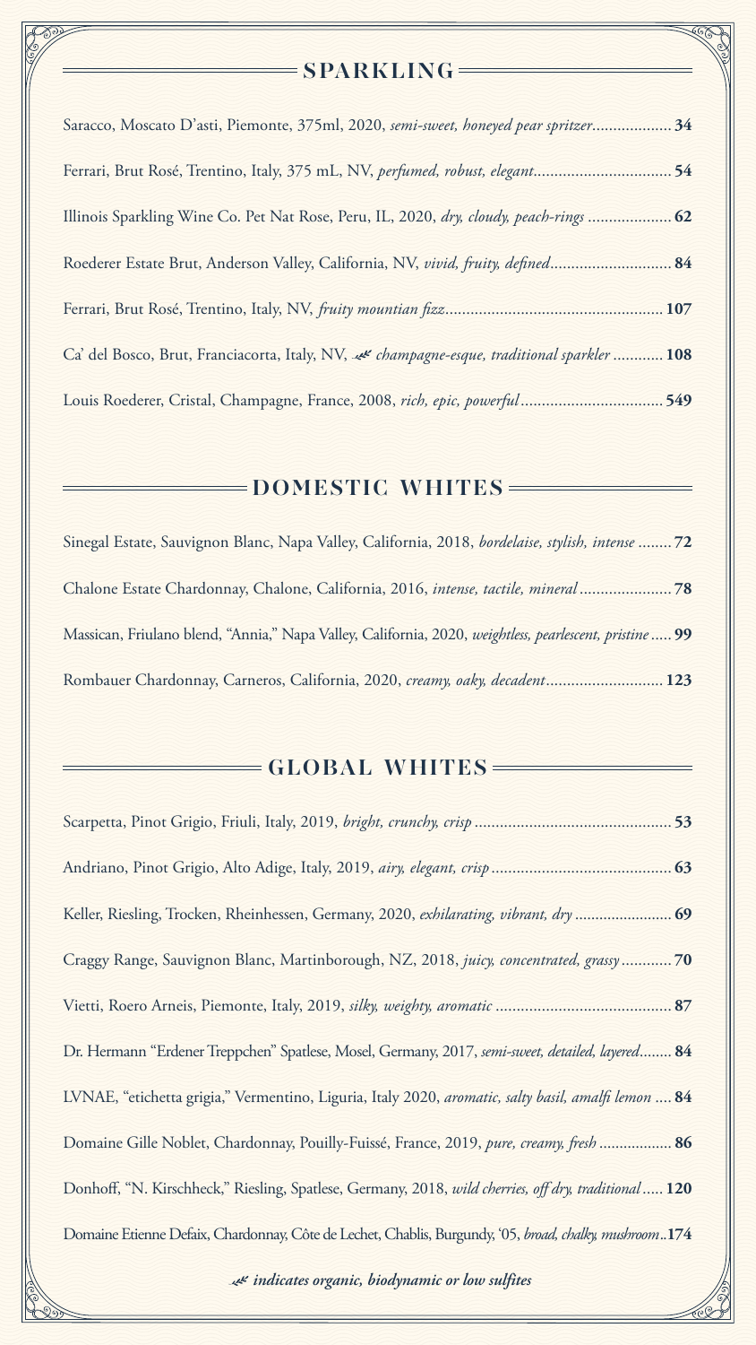## SPARKLING

Saracco, Moscato D'asti, Piemonte, 375ml, 2020, *semi-sweet, honeyed pear spritzer*.................. **34**

Ferrari, Brut Rosé, Trentino, Italy, 375 mL, NV, *perfumed, robust, elegant*................................ **54**

Illinois Sparkling Wine Co. Pet Nat Rose, Peru, IL, 2020, *dry, cloudy, peach-rings* ................... **62**

Roederer Estate Brut, Anderson Valley, California, NV, *vivid, fruity, defined*............................ **84**

Ferrari, Brut Rosé, Trentino, Italy, NV, *fruity mountian fizz*................................................... **107**

Ca' del Bosco, Brut, Franciacorta, Italy, NV, ❦ *champagne-esque, traditional sparkler* ............ **108**

Louis Roederer, Cristal, Champagne, France, 2008, *rich, epic, powerful*.................................. **549**

## DOMESTIC WHITES

Sinegal Estate, Sauvignon Blanc, Napa Valley, California, 2018, *bordelaise, stylish, intense* ........ **72**

Chalone Estate Chardonnay, Chalone, California, 2016, *intense, tactile, mineral*...................... **78**

Massican, Friulano blend, "Annia," Napa Valley, California, 2020, *weightless, pearlescent, pristine*..... **99**

Rombauer Chardonnay, Carneros, California, 2020, *creamy, oaky, decadent*........................... **123**

## GLOBAL WHITES

Scarpetta, Pinot Grigio, Friuli, Italy, 2019, *bright, crunchy, crisp* ............................................... **53**

Andriano, Pinot Grigio, Alto Adige, Italy, 2019, *airy, elegant, crisp*........................................... **63**

Keller, Riesling, Trocken, Rheinhessen, Germany, 2020, *exhilarating, vibrant, dry* ....................... **69**

Craggy Range, Sauvignon Blanc, Martinborough, NZ, 2018, *juicy, concentrated, grassy*............ **70**

Vietti, Roero Arneis, Piemonte, Italy, 2019, *silky, weighty, aromatic* .......................................... **87**

Dr. Hermann "Erdener Treppchen" Spatlese, Mosel, Germany, 2017, *semi-sweet, detailed, layered*........ **84**

LVNAE, "etichetta grigia," Vermentino, Liguria, Italy 2020, *aromatic, salty basil, amalfi lemon* .... **84**

Domaine Gille Noblet, Chardonnay, Pouilly-Fuissé, France, 2019, *pure, creamy, fresh* ................. **86**

Donhoff, "N. Kirschheck," Riesling, Spatlese, Germany, 2018, *wild cherries, off dry, traditional*..... **120**

Domaine Etienne Defaix, Chardonnay, Côte de Lechet, Chablis, Burgundy, '05, *broad, chalky, mushroom*..**174**

❦ ***indicates organic, biodynamic or low sulfites***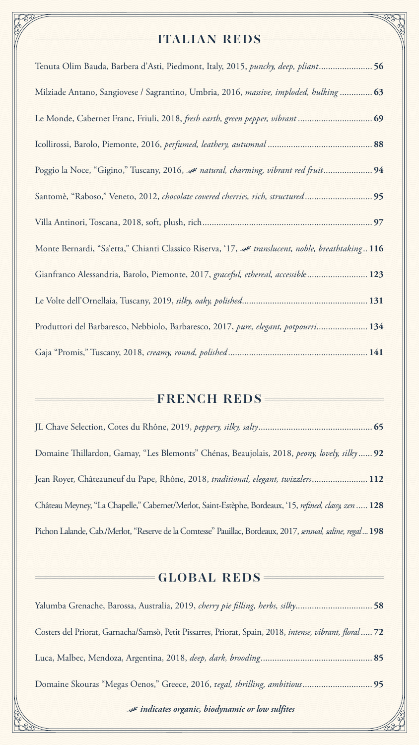## ITALIAN REDS

Tenuta Olim Bauda, Barbera d'Asti, Piedmont, Italy, 2015, *punchy, deep, pliant*....................... **56**

Milziade Antano, Sangiovese / Sagrantino, Umbria, 2016, *massive, imploded, hulking* .............. **63**

Le Monde, Cabernet Franc, Friuli, 2018, *fresh earth, green pepper, vibrant* ................................ **69**

Icollirossi, Barolo, Piemonte, 2016, *perfumed, leathery, autumnal* ............................................ **88**

Poggio la Noce, "Gigino," Tuscany, 2016, ❦ *natural, charming, vibrant red fruit*..................... **94**

Santomè, "Raboso," Veneto, 2012, *chocolate covered cherries, rich, structured* ............................ **95**

Villa Antinori, Toscana, 2018, soft, plush, rich......................................................................... **97**

Monte Bernardi, "Sa'etta," Chianti Classico Riserva, '17, ❦ *translucent, noble, breathtaking*.. **116**

Gianfranco Alessandria, Barolo, Piemonte, 2017, *graceful, ethereal, accessible*.......................... **123**

Le Volte dell'Ornellaia, Tuscany, 2019, *silky, oaky, polished*...................................................... **131**

Produttori del Barbaresco, Nebbiolo, Barbaresco, 2017, *pure, elegant, potpourri*...................... **134**

Gaja "Promis," Tuscany, 2018, *creamy, round, polished* ............................................................ **141**

## FRENCH REDS

JL Chave Selection, Cotes du Rhône, 2019, *peppery, silky, salty*................................................. **65**

Domaine Thillardon, Gamay, "Les Blemonts" Chénas, Beaujolais, 2018, *peony, lovely, silky* ...... **92**

Jean Royer, Châteauneuf du Pape, Rhône, 2018, *traditional, elegant, twizzlers*........................ **112**

Château Meyney, "La Chapelle," Cabernet/Merlot, Saint-Estèphe, Bordeaux, '15, *refined, classy, zen* ..... **128**

Pichon Lalande, Cab./Merlot, "Reserve de la Comtesse" Pauillac, Bordeaux, 2017, *sensual, saline, regal*... **198**

## GLOBAL REDS

Yalumba Grenache, Barossa, Australia, 2019, *cherry pie filling, herbs, silky*................................. **58**

Costers del Priorat, Garnacha/Samsò, Petit Pissarres, Priorat, Spain, 2018, *intense, vibrant, floral* ..... **72**

Luca, Malbec, Mendoza, Argentina, 2018, *deep, dark, brooding*................................................ **85**

Domaine Skouras "Megas Oenos," Greece, 2016, *regal, thrilling, ambitious*.............................. **95**

❦ ***indicates organic, biodynamic or low sulfites***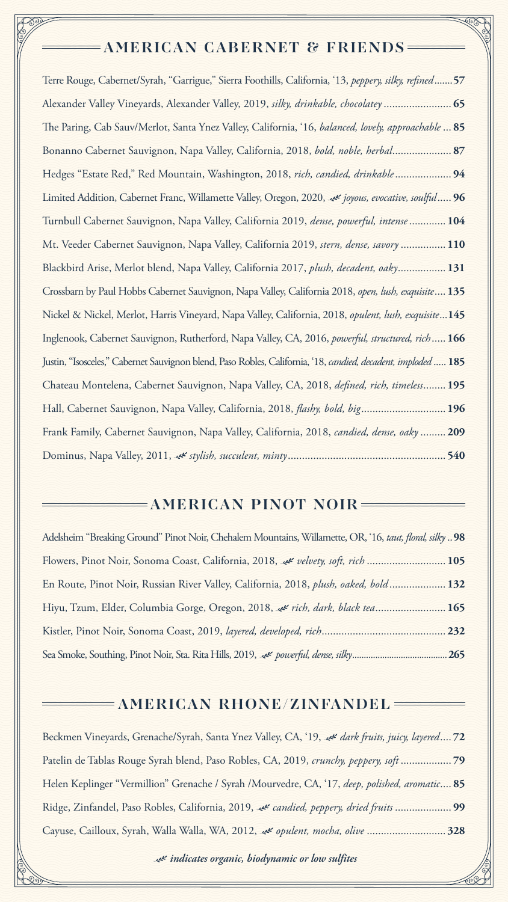## AMERICAN CABERNET & FRIENDS

Terre Rouge, Cabernet/Syrah, "Garrigue," Sierra Foothills, California, '13, *peppery, silky, refined* ....... **57**

Alexander Valley Vineyards, Alexander Valley, 2019, *silky, drinkable, chocolatey* ........................ **65**

The Paring, Cab Sauv/Merlot, Santa Ynez Valley, California, '16, *balanced, lovely, approachable* ... **85**

Bonanno Cabernet Sauvignon, Napa Valley, California, 2018, *bold, noble, herbal* ..................... **87**

Hedges "Estate Red," Red Mountain, Washington, 2018, *rich, candied, drinkable* .................... **94**

Limited Addition, Cabernet Franc, Willamette Valley, Oregon, 2020, ❦ *joyous, evocative, soulful* ..... **96**

Turnbull Cabernet Sauvignon, Napa Valley, California 2019, *dense, powerful, intense* ............. **104**

Mt. Veeder Cabernet Sauvignon, Napa Valley, California 2019, *stern, dense, savory* ................ **110**

Blackbird Arise, Merlot blend, Napa Valley, California 2017, *plush, decadent, oaky* ................. **131**

Crossbarn by Paul Hobbs Cabernet Sauvignon, Napa Valley, California 2018, *open, lush, exquisite* .... **135**

Nickel & Nickel, Merlot, Harris Vineyard, Napa Valley, California, 2018, *opulent, lush, exquisite* ... **145**

Inglenook, Cabernet Sauvignon, Rutherford, Napa Valley, CA, 2016, *powerful, structured, rich* ..... **166**

Justin, "Isosceles," Cabernet Sauvignon blend, Paso Robles, California, '18, *candied, decadent, imploded* ..... **185**

Chateau Montelena, Cabernet Sauvignon, Napa Valley, CA, 2018, *defined, rich, timeless* ........ **195**

Hall, Cabernet Sauvignon, Napa Valley, California, 2018, *flashy, bold, big* .............................. **196**

Frank Family, Cabernet Sauvignon, Napa Valley, California, 2018, *candied, dense, oaky* ......... **209**

Dominus, Napa Valley, 2011, ❦ *stylish, succulent, minty* ........................................................ **540**

## AMERICAN PINOT NOIR

Adelsheim "Breaking Ground" Pinot Noir, Chehalem Mountains, Willamette, OR, '16, *taut, floral, silky* .. **98**

Flowers, Pinot Noir, Sonoma Coast, California, 2018, ❦ *velvety, soft, rich* ............................ **105**

En Route, Pinot Noir, Russian River Valley, California, 2018, *plush, oaked, bold* .................... **132**

Hiyu, Tzum, Elder, Columbia Gorge, Oregon, 2018, ❦ *rich, dark, black tea* ......................... **165**

Kistler, Pinot Noir, Sonoma Coast, 2019, *layered, developed, rich* ............................................ **232**

Sea Smoke, Southing, Pinot Noir, Sta. Rita Hills, 2019, ❦ *powerful, dense, silky* ......................................... **265**

## AMERICAN RHONE/ZINFANDEL

Beckmen Vineyards, Grenache/Syrah, Santa Ynez Valley, CA, '19, ❦ *dark fruits, juicy, layered* .... **72**

Patelin de Tablas Rouge Syrah blend, Paso Robles, CA, 2019, *crunchy, peppery, soft* .................. **79**

Helen Keplinger "Vermillion" Grenache / Syrah /Mourvedre, CA, '17, *deep, polished, aromatic* .... **85**

Ridge, Zinfandel, Paso Robles, California, 2019, ❦ *candied, peppery, dried fruits* .................... **99**

Cayuse, Cailloux, Syrah, Walla Walla, WA, 2012, ❦ *opulent, mocha, olive* ............................ **328**

❦ ***indicates organic, biodynamic or low sulfites***